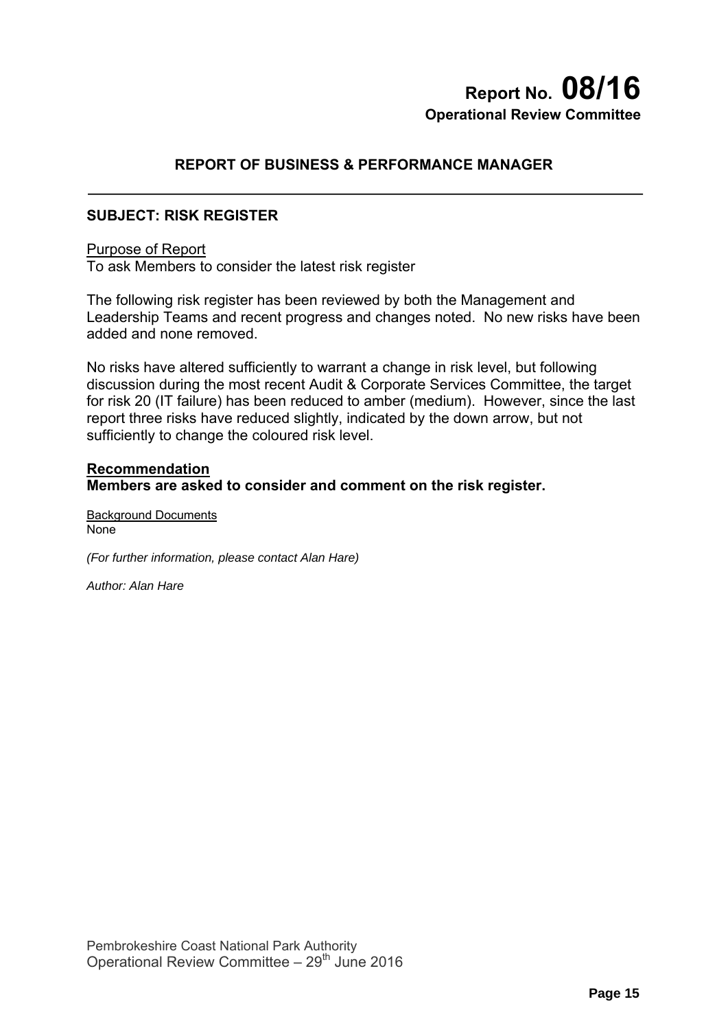# Report No. 08/16
**Operational Review Committee**

## REPORT OF BUSINESS & PERFORMANCE MANAGER

---

### SUBJECT: RISK REGISTER

Purpose of Report
To ask Members to consider the latest risk register

The following risk register has been reviewed by both the Management and Leadership Teams and recent progress and changes noted. No new risks have been added and none removed.

No risks have altered sufficiently to warrant a change in risk level, but following discussion during the most recent Audit & Corporate Services Committee, the target for risk 20 (IT failure) has been reduced to amber (medium). However, since the last report three risks have reduced slightly, indicated by the down arrow, but not sufficiently to change the coloured risk level.

**Recommendation**
**Members are asked to consider and comment on the risk register.**

Background Documents
None

*(For further information, please contact Alan Hare)*

*Author: Alan Hare*

Pembrokeshire Coast National Park Authority
Operational Review Committee – 29th June 2016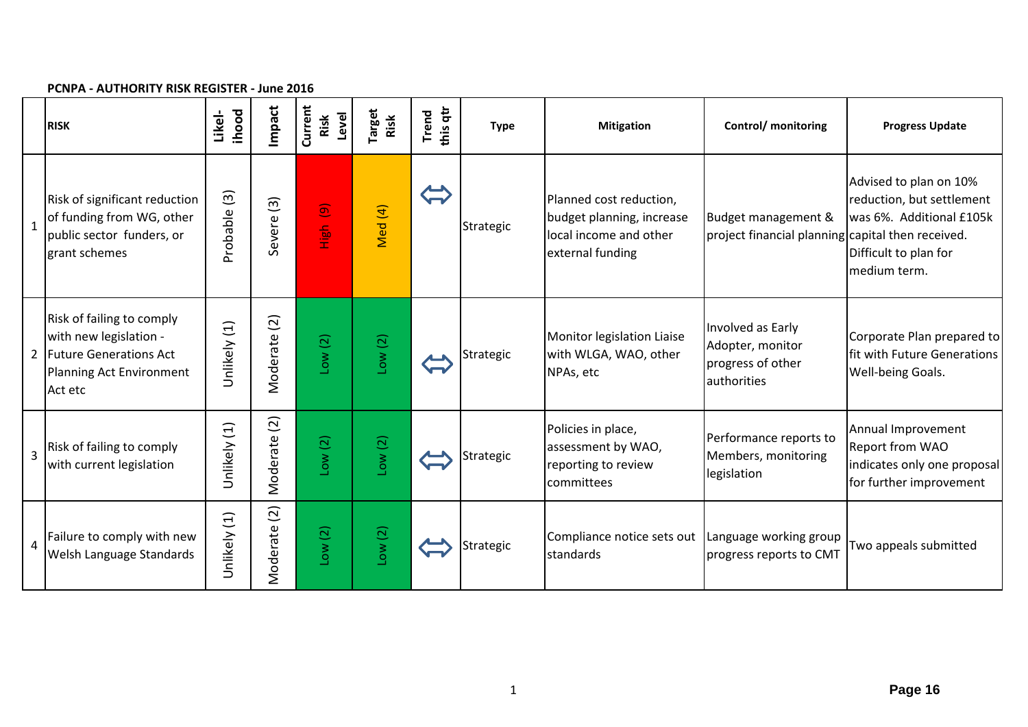**PCNPA - AUTHORITY RISK REGISTER - June 2016**

| | RISK | Likel-ihood | Impact | Current Risk Level | Target Risk | Trend this qtr | Type | Mitigation | Control/ monitoring | Progress Update |
|---|---|---|---|---|---|---|---|---|---|---|
| 1 | Risk of significant reduction of funding from WG, other public sector funders, or grant schemes | Probable (3) | Severe (3) | High (9) | Med (4) | ⇔ | Strategic | Planned cost reduction, budget planning, increase local income and other external funding | Budget management & project financial planning | Advised to plan on 10% reduction, but settlement was 6%. Additional £105k capital then received. Difficult to plan for medium term. |
| 2 | Risk of failing to comply with new legislation - Future Generations Act Planning Act Environment Act etc | Unlikely (1) | Moderate (2) | Low (2) | Low (2) | ⇔ | Strategic | Monitor legislation Liaise with WLGA, WAO, other NPAs, etc | Involved as Early Adopter, monitor progress of other authorities | Corporate Plan prepared to fit with Future Generations Well-being Goals. |
| 3 | Risk of failing to comply with current legislation | Unlikely (1) | Moderate (2) | Low (2) | Low (2) | ⇔ | Strategic | Policies in place, assessment by WAO, reporting to review committees | Performance reports to Members, monitoring legislation | Annual Improvement Report from WAO indicates only one proposal for further improvement |
| 4 | Failure to comply with new Welsh Language Standards | Unlikely (1) | Moderate (2) | Low (2) | Low (2) | ⇔ | Strategic | Compliance notice sets out standards | Language working group progress reports to CMT | Two appeals submitted |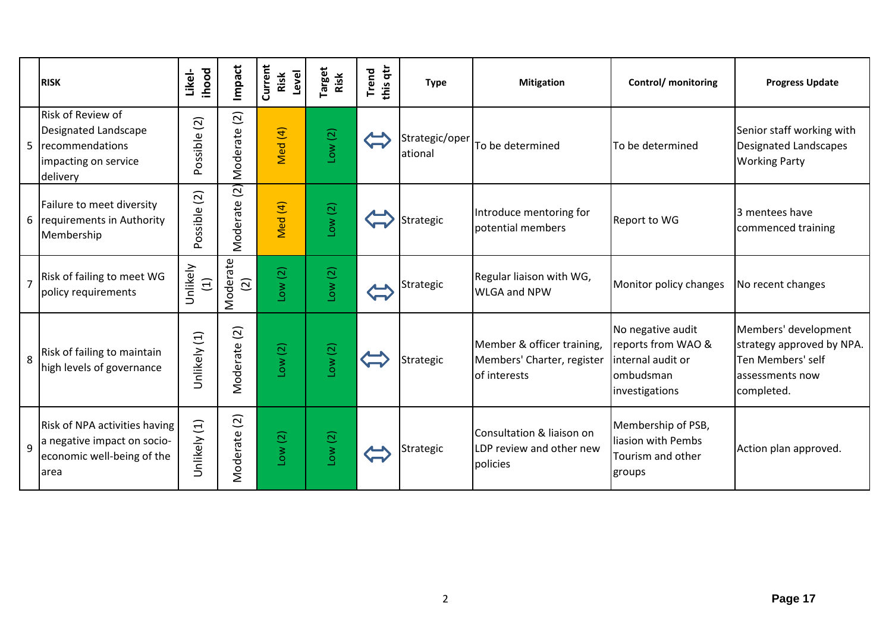| | RISK | Likel-ihood | Impact | Current Risk Level | Target Risk | Trend this qtr | Type | Mitigation | Control/ monitoring | Progress Update |
|---|---|---|---|---|---|---|---|---|---|---|
| 5 | Risk of Review of Designated Landscape recommendations impacting on service delivery | Possible (2) | Moderate (2) | Med (4) | Low (2) | ⇔ | Strategic/operational | To be determined | To be determined | Senior staff working with Designated Landscapes Working Party |
| 6 | Failure to meet diversity requirements in Authority Membership | Possible (2) | Moderate (2) | Med (4) | Low (2) | ⇔ | Strategic | Introduce mentoring for potential members | Report to WG | 3 mentees have commenced training |
| 7 | Risk of failing to meet WG policy requirements | Unlikely (1) | Moderate (2) | Low (2) | Low (2) | ⇔ | Strategic | Regular liaison with WG, WLGA and NPW | Monitor policy changes | No recent changes |
| 8 | Risk of failing to maintain high levels of governance | Unlikely (1) | Moderate (2) | Low (2) | Low (2) | ⇔ | Strategic | Member & officer training, Members' Charter, register of interests | No negative audit reports from WAO & internal audit or ombudsman investigations | Members' development strategy approved by NPA. Ten Members' self assessments now completed. |
| 9 | Risk of NPA activities having a negative impact on socio-economic well-being of the area | Unlikely (1) | Moderate (2) | Low (2) | Low (2) | ⇔ | Strategic | Consultation & liaison on LDP review and other new policies | Membership of PSB, liasion with Pembs Tourism and other groups | Action plan approved. |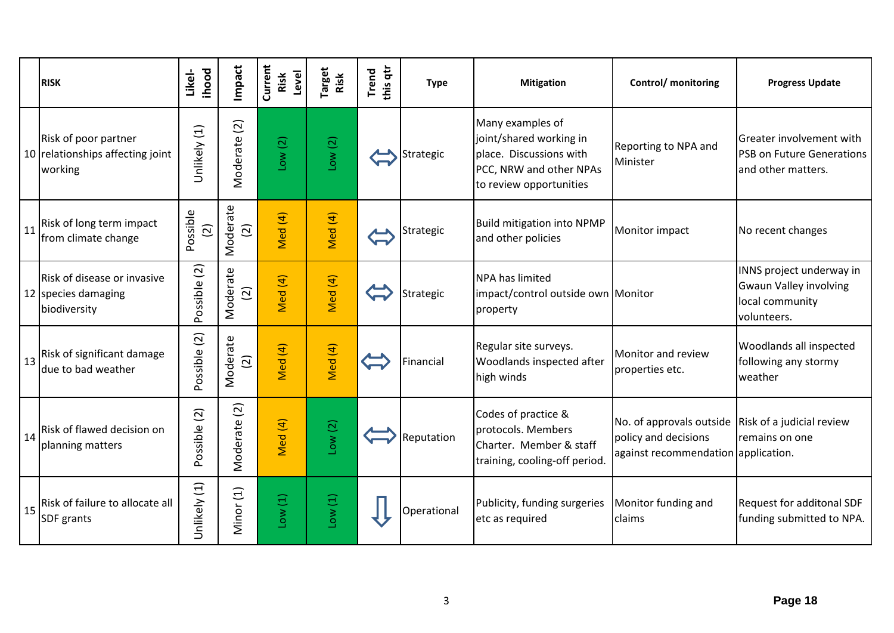| | RISK | Likel-ihood | Impact | Current Risk Level | Target Risk | Trend this qtr | Type | Mitigation | Control/ monitoring | Progress Update |
|---|---|---|---|---|---|---|---|---|---|---|
| 10 | Risk of poor partner relationships affecting joint working | Unlikely (1) | Moderate (2) | Low (2) | Low (2) | ⇔ | Strategic | Many examples of joint/shared working in place. Discussions with PCC, NRW and other NPAs to review opportunities | Reporting to NPA and Minister | Greater involvement with PSB on Future Generations and other matters. |
| 11 | Risk of long term impact from climate change | Possible (2) | Moderate (2) | Med (4) | Med (4) | ⇔ | Strategic | Build mitigation into NPMP and other policies | Monitor impact | No recent changes |
| 12 | Risk of disease or invasive species damaging biodiversity | Possible (2) | Moderate (2) | Med (4) | Med (4) | ⇔ | Strategic | NPA has limited impact/control outside own property | Monitor | INNS project underway in Gwaun Valley involving local community volunteers. |
| 13 | Risk of significant damage due to bad weather | Possible (2) | Moderate (2) | Med (4) | Med (4) | ⇔ | Financial | Regular site surveys. Woodlands inspected after high winds | Monitor and review properties etc. | Woodlands all inspected following any stormy weather |
| 14 | Risk of flawed decision on planning matters | Possible (2) | Moderate (2) | Med (4) | Low (2) | ⇔ | Reputation | Codes of practice & protocols. Members Charter. Member & staff training, cooling-off period. | No. of approvals outside policy and decisions against recommendation | Risk of a judicial review remains on one application. |
| 15 | Risk of failure to allocate all SDF grants | Unlikely (1) | Minor (1) | Low (1) | Low (1) | ⇩ | Operational | Publicity, funding surgeries etc as required | Monitor funding and claims | Request for additonal SDF funding submitted to NPA. |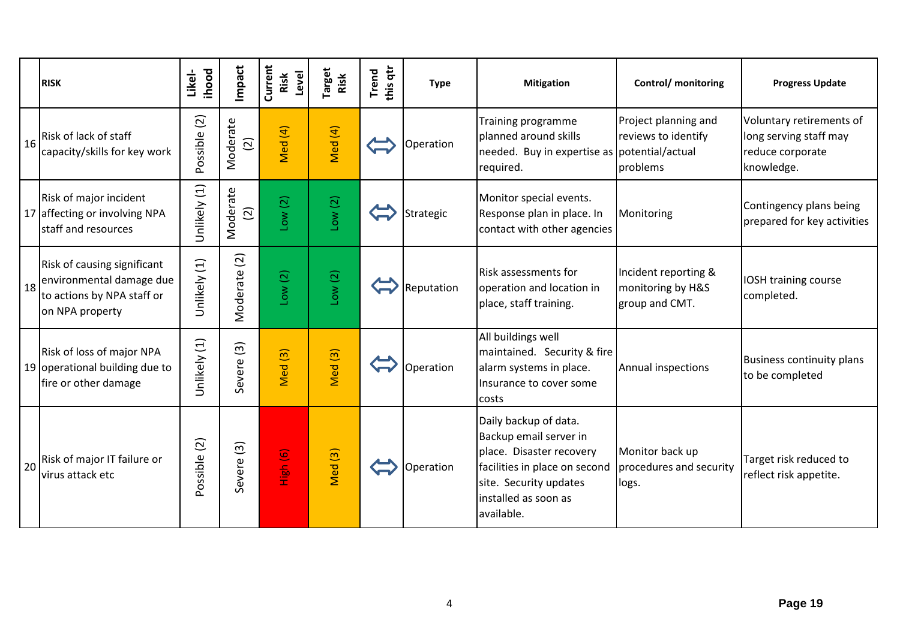| | RISK | Likel-ihood | Impact | Current Risk Level | Target Risk | Trend this qtr | Type | Mitigation | Control/ monitoring | Progress Update |
|---|---|---|---|---|---|---|---|---|---|---|
| 16 | Risk of lack of staff capacity/skills for key work | Possible (2) | Moderate (2) | Med (4) | Med (4) | ⇔ | Operation | Training programme planned around skills needed. Buy in expertise as required. | Project planning and reviews to identify potential/actual problems | Voluntary retirements of long serving staff may reduce corporate knowledge. |
| 17 | Risk of major incident affecting or involving NPA staff and resources | Unlikely (1) | Moderate (2) | Low (2) | Low (2) | ⇔ | Strategic | Monitor special events. Response plan in place. In contact with other agencies | Monitoring | Contingency plans being prepared for key activities |
| 18 | Risk of causing significant environmental damage due to actions by NPA staff or on NPA property | Unlikely (1) | Moderate (2) | Low (2) | Low (2) | ⇔ | Reputation | Risk assessments for operation and location in place, staff training. | Incident reporting & monitoring by H&S group and CMT. | IOSH training course completed. |
| 19 | Risk of loss of major NPA operational building due to fire or other damage | Unlikely (1) | Severe (3) | Med (3) | Med (3) | ⇔ | Operation | All buildings well maintained. Security & fire alarm systems in place. Insurance to cover some costs | Annual inspections | Business continuity plans to be completed |
| 20 | Risk of major IT failure or virus attack etc | Possible (2) | Severe (3) | High (6) | Med (3) | ⇔ | Operation | Daily backup of data. Backup email server in place. Disaster recovery facilities in place on second site. Security updates installed as soon as available. | Monitor back up procedures and security logs. | Target risk reduced to reflect risk appetite. |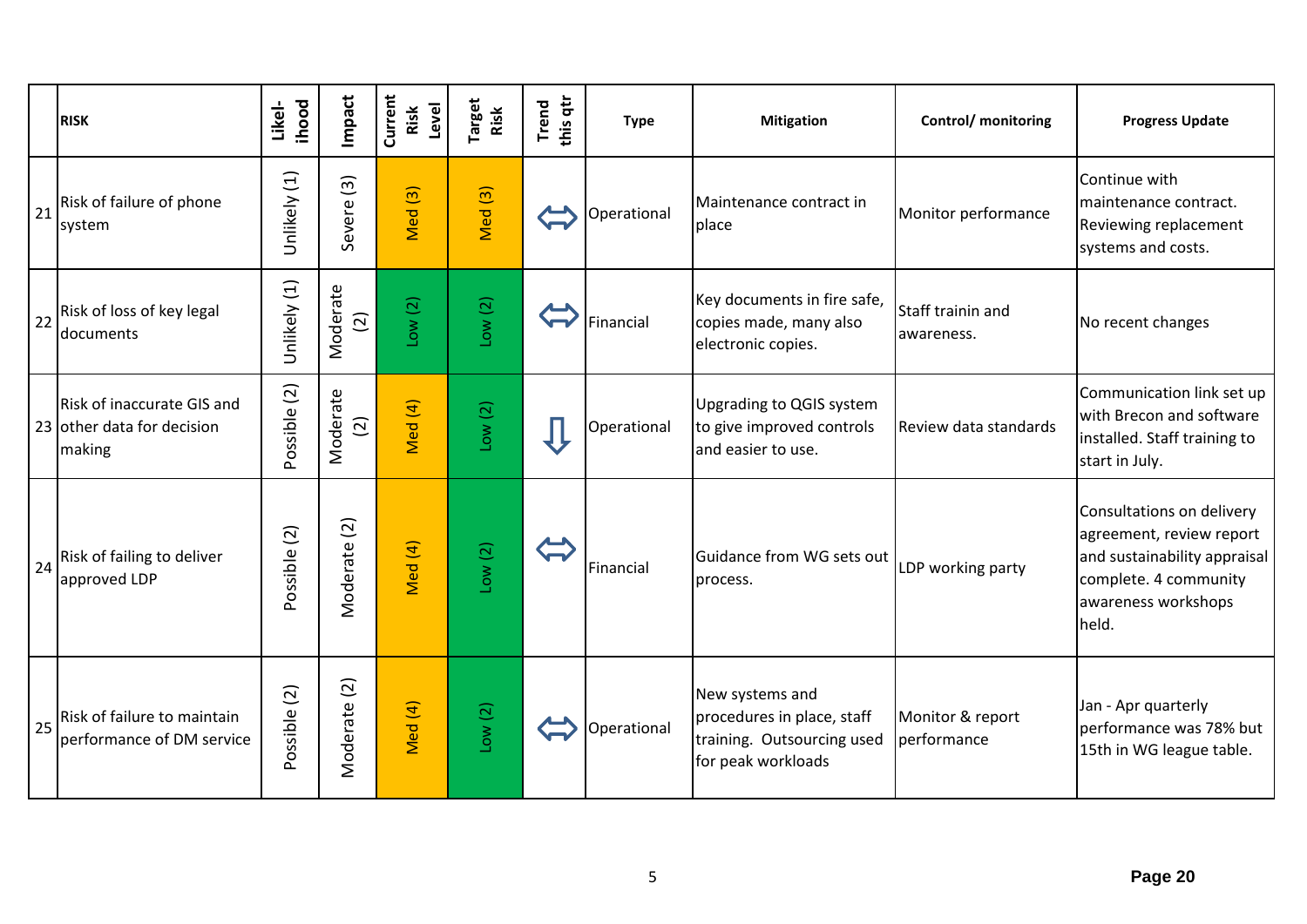| | RISK | Likel-ihood | Impact | Current Risk Level | Target Risk | Trend this qtr | Type | Mitigation | Control/ monitoring | Progress Update |
|---|---|---|---|---|---|---|---|---|---|---|
| 21 | Risk of failure of phone system | Unlikely (1) | Severe (3) | Med (3) | Med (3) | ⇔ | Operational | Maintenance contract in place | Monitor performance | Continue with maintenance contract. Reviewing replacement systems and costs. |
| 22 | Risk of loss of key legal documents | Unlikely (1) | Moderate (2) | Low (2) | Low (2) | ⇔ | Financial | Key documents in fire safe, copies made, many also electronic copies. | Staff trainin and awareness. | No recent changes |
| 23 | Risk of inaccurate GIS and other data for decision making | Possible (2) | Moderate (2) | Med (4) | Low (2) | ⇩ | Operational | Upgrading to QGIS system to give improved controls and easier to use. | Review data standards | Communication link set up with Brecon and software installed. Staff training to start in July. |
| 24 | Risk of failing to deliver approved LDP | Possible (2) | Moderate (2) | Med (4) | Low (2) | ⇔ | Financial | Guidance from WG sets out process. | LDP working party | Consultations on delivery agreement, review report and sustainability appraisal complete. 4 community awareness workshops held. |
| 25 | Risk of failure to maintain performance of DM service | Possible (2) | Moderate (2) | Med (4) | Low (2) | ⇔ | Operational | New systems and procedures in place, staff training. Outsourcing used for peak workloads | Monitor & report performance | Jan - Apr quarterly performance was 78% but 15th in WG league table. |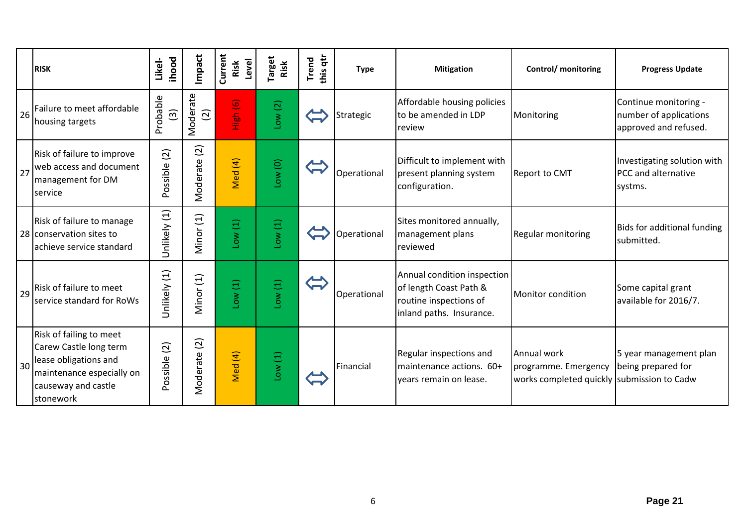| | RISK | Likel-ihood | Impact | Current Risk Level | Target Risk | Trend this qtr | Type | Mitigation | Control/ monitoring | Progress Update |
|---|---|---|---|---|---|---|---|---|---|---|
| 26 | Failure to meet affordable housing targets | Probable (3) | Moderate (2) | High (6) | Low (2) | ⇔ | Strategic | Affordable housing policies to be amended in LDP review | Monitoring | Continue monitoring - number of applications approved and refused. |
| 27 | Risk of failure to improve web access and document management for DM service | Possible (2) | Moderate (2) | Med (4) | Low (0) | ⇔ | Operational | Difficult to implement with present planning system configuration. | Report to CMT | Investigating solution with PCC and alternative systms. |
| 28 | Risk of failure to manage conservation sites to achieve service standard | Unlikely (1) | Minor (1) | Low (1) | Low (1) | ⇔ | Operational | Sites monitored annually, management plans reviewed | Regular monitoring | Bids for additional funding submitted. |
| 29 | Risk of failure to meet service standard for RoWs | Unlikely (1) | Minor (1) | Low (1) | Low (1) | ⇔ | Operational | Annual condition inspection of length Coast Path & routine inspections of inland paths. Insurance. | Monitor condition | Some capital grant available for 2016/7. |
| 30 | Risk of failing to meet Carew Castle long term lease obligations and maintenance especially on causeway and castle stonework | Possible (2) | Moderate (2) | Med (4) | Low (1) | ⇔ | Financial | Regular inspections and maintenance actions. 60+ years remain on lease. | Annual work programme. Emergency works completed quickly | 5 year management plan being prepared for submission to Cadw |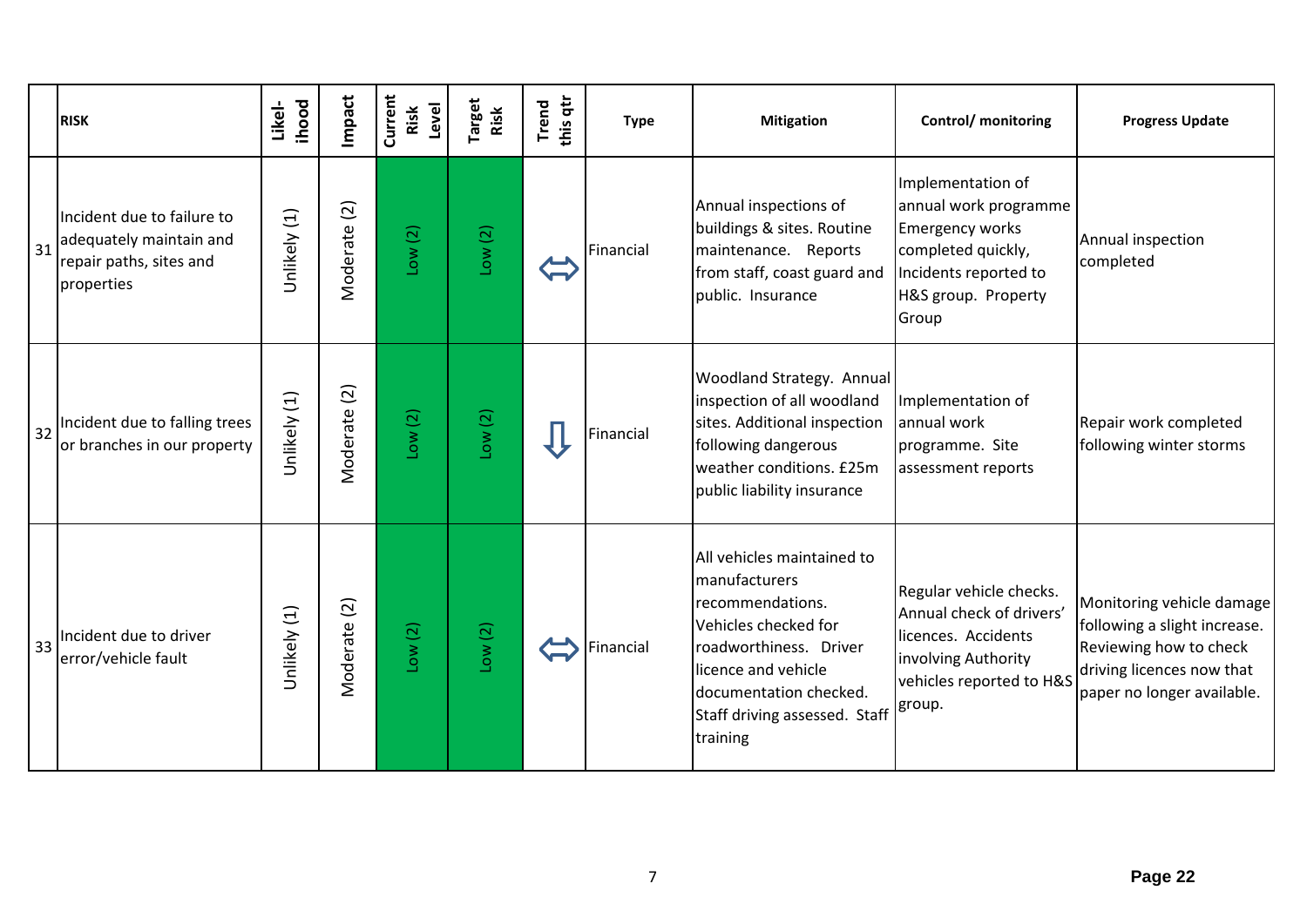| | RISK | Likel-ihood | Impact | Current Risk Level | Target Risk | Trend this qtr | Type | Mitigation | Control/ monitoring | Progress Update |
|---|---|---|---|---|---|---|---|---|---|---|
| 31 | Incident due to failure to adequately maintain and repair paths, sites and properties | Unlikely (1) | Moderate (2) | Low (2) | Low (2) | ⇔ | Financial | Annual inspections of buildings & sites. Routine maintenance. Reports from staff, coast guard and public. Insurance | Implementation of annual work programme Emergency works completed quickly, Incidents reported to H&S group. Property Group | Annual inspection completed |
| 32 | Incident due to falling trees or branches in our property | Unlikely (1) | Moderate (2) | Low (2) | Low (2) | ⇩ | Financial | Woodland Strategy. Annual inspection of all woodland sites. Additional inspection following dangerous weather conditions. £25m public liability insurance | Implementation of annual work programme. Site assessment reports | Repair work completed following winter storms |
| 33 | Incident due to driver error/vehicle fault | Unlikely (1) | Moderate (2) | Low (2) | Low (2) | ⇔ | Financial | All vehicles maintained to manufacturers recommendations. Vehicles checked for roadworthiness. Driver licence and vehicle documentation checked. Staff driving assessed. Staff training | Regular vehicle checks. Annual check of drivers' licences. Accidents involving Authority vehicles reported to H&S group. | Monitoring vehicle damage following a slight increase. Reviewing how to check driving licences now that paper no longer available. |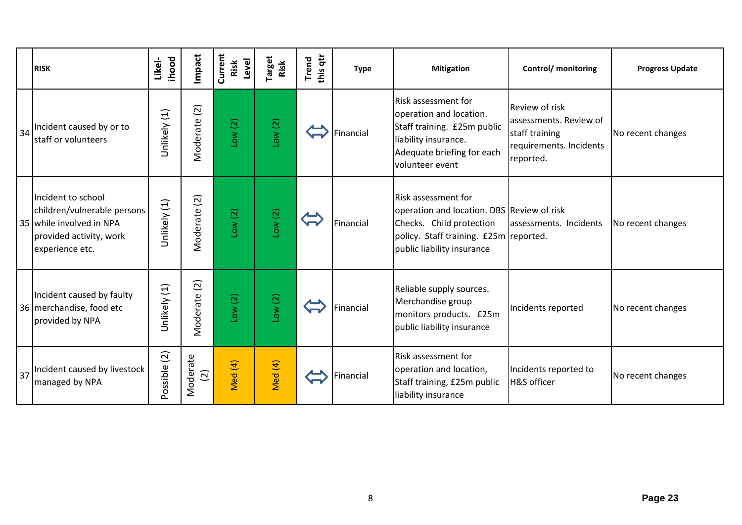| | RISK | Likel-ihood | Impact | Current Risk Level | Target Risk | Trend this qtr | Type | Mitigation | Control/ monitoring | Progress Update |
|---|---|---|---|---|---|---|---|---|---|---|
| 34 | Incident caused by or to staff or volunteers | Unlikely (1) | Moderate (2) | Low (2) | Low (2) | ⇔ | Financial | Risk assessment for operation and location. Staff training. £25m public liability insurance. Adequate briefing for each volunteer event | Review of risk assessments. Review of staff training requirements. Incidents reported. | No recent changes |
| 35 | Incident to school children/vulnerable persons while involved in NPA provided activity, work experience etc. | Unlikely (1) | Moderate (2) | Low (2) | Low (2) | ⇔ | Financial | Risk assessment for operation and location. DBS Checks. Child protection policy. Staff training. £25m public liability insurance | Review of risk assessments. Incidents reported. | No recent changes |
| 36 | Incident caused by faulty merchandise, food etc provided by NPA | Unlikely (1) | Moderate (2) | Low (2) | Low (2) | ⇔ | Financial | Reliable supply sources. Merchandise group monitors products. £25m public liability insurance | Incidents reported | No recent changes |
| 37 | Incident caused by livestock managed by NPA | Possible (2) | Moderate (2) | Med (4) | Med (4) | ⇔ | Financial | Risk assessment for operation and location, Staff training, £25m public liability insurance | Incidents reported to H&S officer | No recent changes |